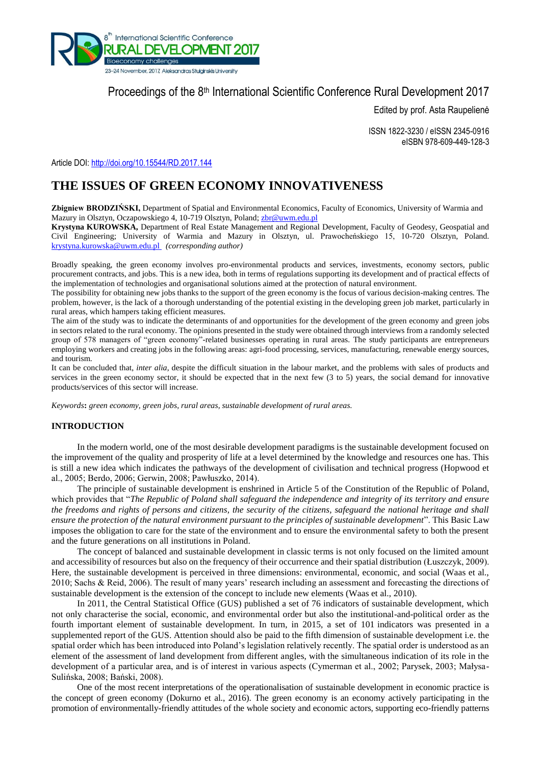Proceedings of the 8th International Scientific Conference Rural Development 2017

Edited by prof. Asta Raupelienė

ISSN 1822-3230 / eISSN 2345-0916
eISBN 978-609-449-128-3

Article DOI: http://doi.org/10.15544/RD.2017.144

# THE ISSUES OF GREEN ECONOMY INNOVATIVENESS

**Zbigniew BRODZIŃSKI,** Department of Spatial and Environmental Economics, Faculty of Economics, University of Warmia and Mazury in Olsztyn, Oczapowskiego 4, 10-719 Olsztyn, Poland; zbr@uwm.edu.pl
**Krystyna KUROWSKA,** Department of Real Estate Management and Regional Development, Faculty of Geodesy, Geospatial and Civil Engineering; University of Warmia and Mazury in Olsztyn, ul. Prawocheńskiego 15, 10-720 Olsztyn, Poland. krystyna.kurowska@uwm.edu.pl *(corresponding author)*

Broadly speaking, the green economy involves pro-environmental products and services, investments, economy sectors, public procurement contracts, and jobs. This is a new idea, both in terms of regulations supporting its development and of practical effects of the implementation of technologies and organisational solutions aimed at the protection of natural environment.
The possibility for obtaining new jobs thanks to the support of the green economy is the focus of various decision-making centres. The problem, however, is the lack of a thorough understanding of the potential existing in the developing green job market, particularly in rural areas, which hampers taking efficient measures.
The aim of the study was to indicate the determinants of and opportunities for the development of the green economy and green jobs in sectors related to the rural economy. The opinions presented in the study were obtained through interviews from a randomly selected group of 578 managers of "green economy"-related businesses operating in rural areas. The study participants are entrepreneurs employing workers and creating jobs in the following areas: agri-food processing, services, manufacturing, renewable energy sources, and tourism.
It can be concluded that, *inter alia*, despite the difficult situation in the labour market, and the problems with sales of products and services in the green economy sector, it should be expected that in the next few (3 to 5) years, the social demand for innovative products/services of this sector will increase.

*Keywords***:** *green economy, green jobs, rural areas, sustainable development of rural areas.*

## INTRODUCTION

In the modern world, one of the most desirable development paradigms is the sustainable development focused on the improvement of the quality and prosperity of life at a level determined by the knowledge and resources one has. This is still a new idea which indicates the pathways of the development of civilisation and technical progress (Hopwood et al., 2005; Berdo, 2006; Gerwin, 2008; Pawłuszko, 2014).

The principle of sustainable development is enshrined in Article 5 of the Constitution of the Republic of Poland, which provides that "*The Republic of Poland shall safeguard the independence and integrity of its territory and ensure the freedoms and rights of persons and citizens, the security of the citizens, safeguard the national heritage and shall ensure the protection of the natural environment pursuant to the principles of sustainable development*". This Basic Law imposes the obligation to care for the state of the environment and to ensure the environmental safety to both the present and the future generations on all institutions in Poland.

The concept of balanced and sustainable development in classic terms is not only focused on the limited amount and accessibility of resources but also on the frequency of their occurrence and their spatial distribution (Łuszczyk, 2009). Here, the sustainable development is perceived in three dimensions: environmental, economic, and social (Waas et al., 2010; Sachs & Reid, 2006). The result of many years' research including an assessment and forecasting the directions of sustainable development is the extension of the concept to include new elements (Waas et al., 2010).

In 2011, the Central Statistical Office (GUS) published a set of 76 indicators of sustainable development, which not only characterise the social, economic, and environmental order but also the institutional-and-political order as the fourth important element of sustainable development. In turn, in 2015, a set of 101 indicators was presented in a supplemented report of the GUS. Attention should also be paid to the fifth dimension of sustainable development i.e. the spatial order which has been introduced into Poland's legislation relatively recently. The spatial order is understood as an element of the assessment of land development from different angles, with the simultaneous indication of its role in the development of a particular area, and is of interest in various aspects (Cymerman et al., 2002; Parysek, 2003; Małysa-Sulińska, 2008; Bański, 2008).

One of the most recent interpretations of the operationalisation of sustainable development in economic practice is the concept of green economy (Dokurno et al., 2016). The green economy is an economy actively participating in the promotion of environmentally-friendly attitudes of the whole society and economic actors, supporting eco-friendly patterns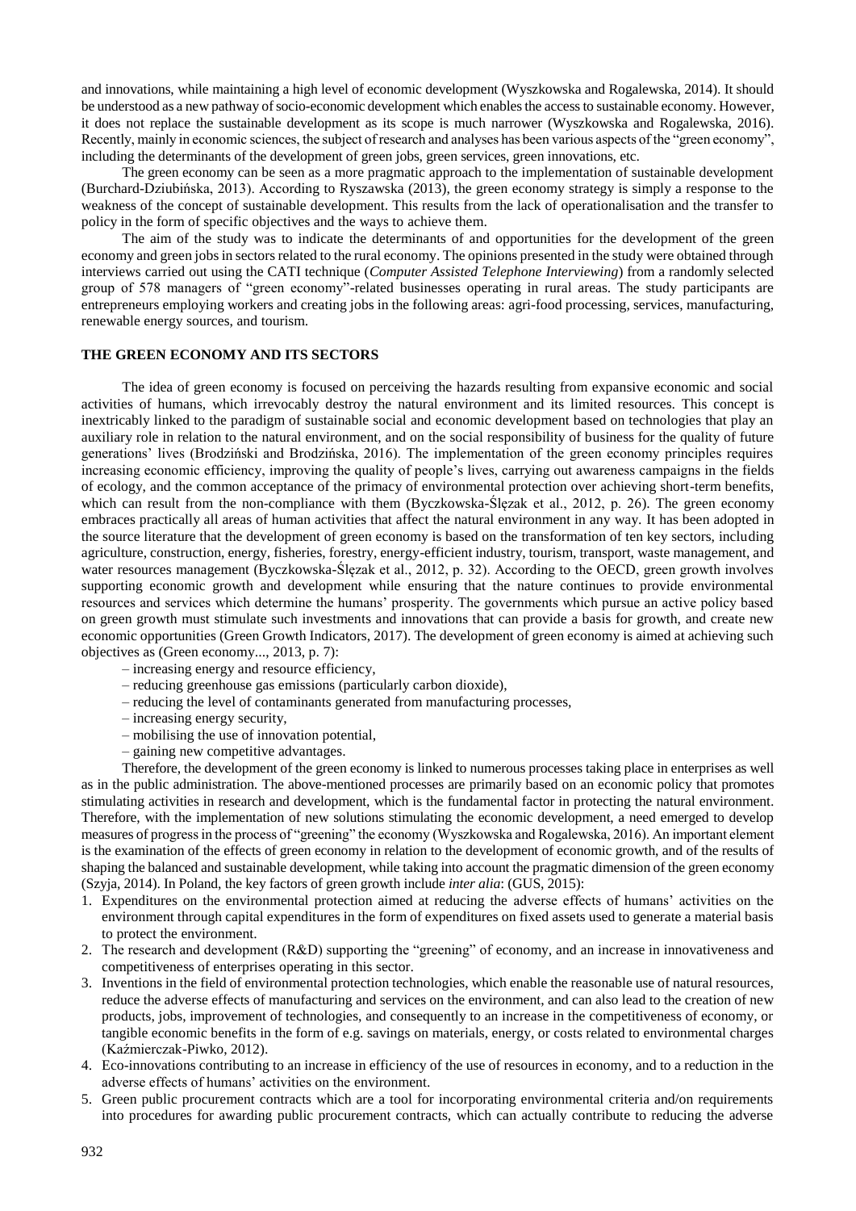and innovations, while maintaining a high level of economic development (Wyszkowska and Rogalewska, 2014). It should be understood as a new pathway of socio-economic development which enables the access to sustainable economy. However, it does not replace the sustainable development as its scope is much narrower (Wyszkowska and Rogalewska, 2016). Recently, mainly in economic sciences, the subject of research and analyses has been various aspects of the "green economy", including the determinants of the development of green jobs, green services, green innovations, etc.

The green economy can be seen as a more pragmatic approach to the implementation of sustainable development (Burchard-Dziubińska, 2013). According to Ryszawska (2013), the green economy strategy is simply a response to the weakness of the concept of sustainable development. This results from the lack of operationalisation and the transfer to policy in the form of specific objectives and the ways to achieve them.

The aim of the study was to indicate the determinants of and opportunities for the development of the green economy and green jobs in sectors related to the rural economy. The opinions presented in the study were obtained through interviews carried out using the CATI technique (*Computer Assisted Telephone Interviewing*) from a randomly selected group of 578 managers of "green economy"-related businesses operating in rural areas. The study participants are entrepreneurs employing workers and creating jobs in the following areas: agri-food processing, services, manufacturing, renewable energy sources, and tourism.

## THE GREEN ECONOMY AND ITS SECTORS

The idea of green economy is focused on perceiving the hazards resulting from expansive economic and social activities of humans, which irrevocably destroy the natural environment and its limited resources. This concept is inextricably linked to the paradigm of sustainable social and economic development based on technologies that play an auxiliary role in relation to the natural environment, and on the social responsibility of business for the quality of future generations' lives (Brodziński and Brodzińska, 2016). The implementation of the green economy principles requires increasing economic efficiency, improving the quality of people's lives, carrying out awareness campaigns in the fields of ecology, and the common acceptance of the primacy of environmental protection over achieving short-term benefits, which can result from the non-compliance with them (Byczkowska-Ślęzak et al., 2012, p. 26). The green economy embraces practically all areas of human activities that affect the natural environment in any way. It has been adopted in the source literature that the development of green economy is based on the transformation of ten key sectors, including agriculture, construction, energy, fisheries, forestry, energy-efficient industry, tourism, transport, waste management, and water resources management (Byczkowska-Ślęzak et al., 2012, p. 32). According to the OECD, green growth involves supporting economic growth and development while ensuring that the nature continues to provide environmental resources and services which determine the humans' prosperity. The governments which pursue an active policy based on green growth must stimulate such investments and innovations that can provide a basis for growth, and create new economic opportunities (Green Growth Indicators, 2017). The development of green economy is aimed at achieving such objectives as (Green economy..., 2013, p. 7):

– increasing energy and resource efficiency,
– reducing greenhouse gas emissions (particularly carbon dioxide),
– reducing the level of contaminants generated from manufacturing processes,
– increasing energy security,
– mobilising the use of innovation potential,
– gaining new competitive advantages.

Therefore, the development of the green economy is linked to numerous processes taking place in enterprises as well as in the public administration. The above-mentioned processes are primarily based on an economic policy that promotes stimulating activities in research and development, which is the fundamental factor in protecting the natural environment. Therefore, with the implementation of new solutions stimulating the economic development, a need emerged to develop measures of progress in the process of "greening" the economy (Wyszkowska and Rogalewska, 2016). An important element is the examination of the effects of green economy in relation to the development of economic growth, and of the results of shaping the balanced and sustainable development, while taking into account the pragmatic dimension of the green economy (Szyja, 2014). In Poland, the key factors of green growth include *inter alia*: (GUS, 2015):

1. Expenditures on the environmental protection aimed at reducing the adverse effects of humans' activities on the environment through capital expenditures in the form of expenditures on fixed assets used to generate a material basis to protect the environment.
2. The research and development (R&D) supporting the "greening" of economy, and an increase in innovativeness and competitiveness of enterprises operating in this sector.
3. Inventions in the field of environmental protection technologies, which enable the reasonable use of natural resources, reduce the adverse effects of manufacturing and services on the environment, and can also lead to the creation of new products, jobs, improvement of technologies, and consequently to an increase in the competitiveness of economy, or tangible economic benefits in the form of e.g. savings on materials, energy, or costs related to environmental charges (Kaźmierczak-Piwko, 2012).
4. Eco-innovations contributing to an increase in efficiency of the use of resources in economy, and to a reduction in the adverse effects of humans' activities on the environment.
5. Green public procurement contracts which are a tool for incorporating environmental criteria and/on requirements into procedures for awarding public procurement contracts, which can actually contribute to reducing the adverse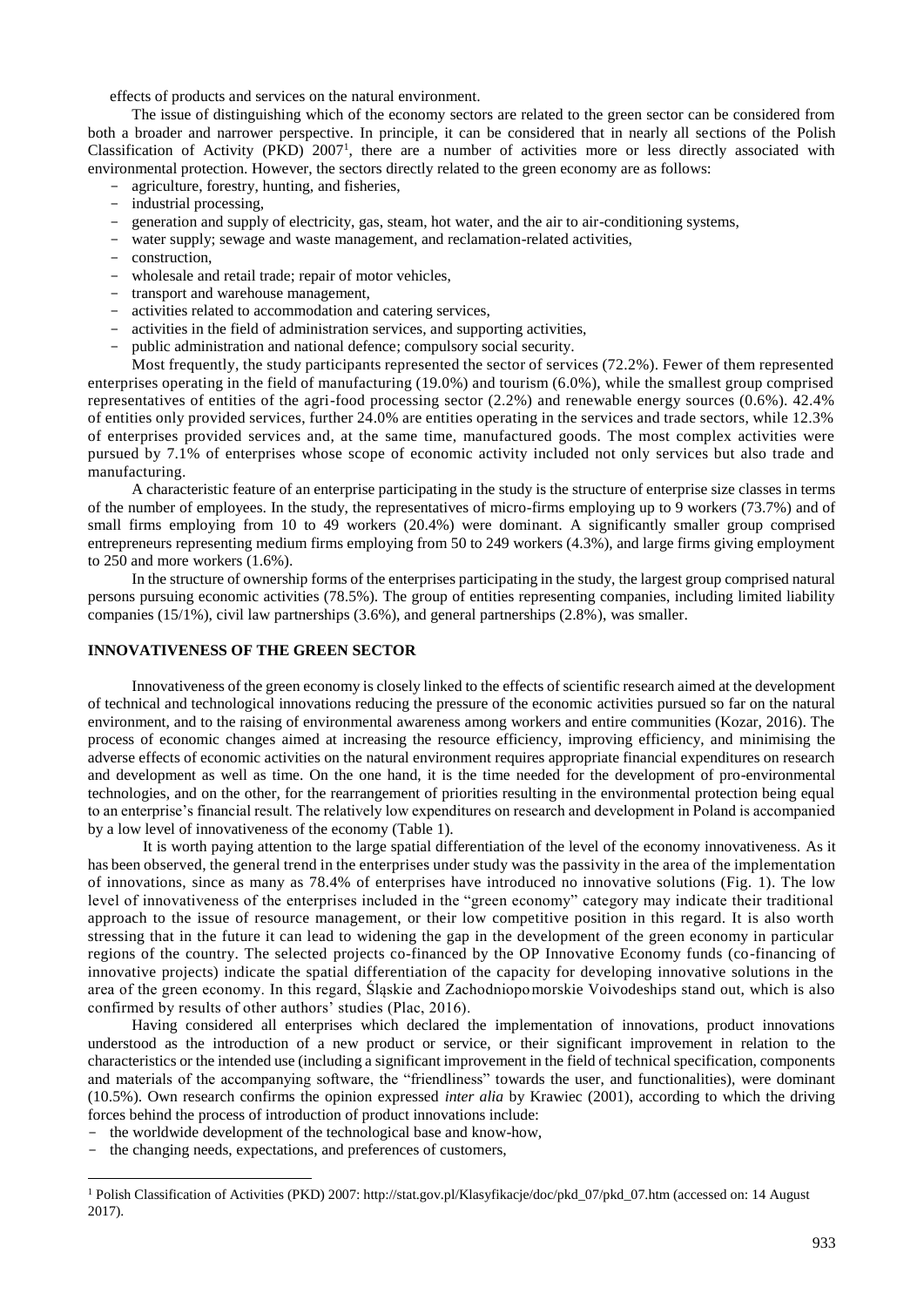effects of products and services on the natural environment.

The issue of distinguishing which of the economy sectors are related to the green sector can be considered from both a broader and narrower perspective. In principle, it can be considered that in nearly all sections of the Polish Classification of Activity (PKD) 2007[1], there are a number of activities more or less directly associated with environmental protection. However, the sectors directly related to the green economy are as follows:

- agriculture, forestry, hunting, and fisheries,
- industrial processing,
- generation and supply of electricity, gas, steam, hot water, and the air to air-conditioning systems,
- water supply; sewage and waste management, and reclamation-related activities,
- construction,
- wholesale and retail trade; repair of motor vehicles,
- transport and warehouse management,
- activities related to accommodation and catering services,
- activities in the field of administration services, and supporting activities,
- public administration and national defence; compulsory social security.

Most frequently, the study participants represented the sector of services (72.2%). Fewer of them represented enterprises operating in the field of manufacturing (19.0%) and tourism (6.0%), while the smallest group comprised representatives of entities of the agri-food processing sector (2.2%) and renewable energy sources (0.6%). 42.4% of entities only provided services, further 24.0% are entities operating in the services and trade sectors, while 12.3% of enterprises provided services and, at the same time, manufactured goods. The most complex activities were pursued by 7.1% of enterprises whose scope of economic activity included not only services but also trade and manufacturing.

A characteristic feature of an enterprise participating in the study is the structure of enterprise size classes in terms of the number of employees. In the study, the representatives of micro-firms employing up to 9 workers (73.7%) and of small firms employing from 10 to 49 workers (20.4%) were dominant. A significantly smaller group comprised entrepreneurs representing medium firms employing from 50 to 249 workers (4.3%), and large firms giving employment to 250 and more workers (1.6%).

In the structure of ownership forms of the enterprises participating in the study, the largest group comprised natural persons pursuing economic activities (78.5%). The group of entities representing companies, including limited liability companies (15/1%), civil law partnerships (3.6%), and general partnerships (2.8%), was smaller.

## INNOVATIVENESS OF THE GREEN SECTOR

Innovativeness of the green economy is closely linked to the effects of scientific research aimed at the development of technical and technological innovations reducing the pressure of the economic activities pursued so far on the natural environment, and to the raising of environmental awareness among workers and entire communities (Kozar, 2016). The process of economic changes aimed at increasing the resource efficiency, improving efficiency, and minimising the adverse effects of economic activities on the natural environment requires appropriate financial expenditures on research and development as well as time. On the one hand, it is the time needed for the development of pro-environmental technologies, and on the other, for the rearrangement of priorities resulting in the environmental protection being equal to an enterprise's financial result. The relatively low expenditures on research and development in Poland is accompanied by a low level of innovativeness of the economy (Table 1).

It is worth paying attention to the large spatial differentiation of the level of the economy innovativeness. As it has been observed, the general trend in the enterprises under study was the passivity in the area of the implementation of innovations, since as many as 78.4% of enterprises have introduced no innovative solutions (Fig. 1). The low level of innovativeness of the enterprises included in the "green economy" category may indicate their traditional approach to the issue of resource management, or their low competitive position in this regard. It is also worth stressing that in the future it can lead to widening the gap in the development of the green economy in particular regions of the country. The selected projects co-financed by the OP Innovative Economy funds (co-financing of innovative projects) indicate the spatial differentiation of the capacity for developing innovative solutions in the area of the green economy. In this regard, Śląskie and Zachodniopomorskie Voivodeships stand out, which is also confirmed by results of other authors' studies (Plac, 2016).

Having considered all enterprises which declared the implementation of innovations, product innovations understood as the introduction of a new product or service, or their significant improvement in relation to the characteristics or the intended use (including a significant improvement in the field of technical specification, components and materials of the accompanying software, the "friendliness" towards the user, and functionalities), were dominant (10.5%). Own research confirms the opinion expressed *inter alia* by Krawiec (2001), according to which the driving forces behind the process of introduction of product innovations include:

- the worldwide development of the technological base and know-how,
- the changing needs, expectations, and preferences of customers,

[1] Polish Classification of Activities (PKD) 2007: http://stat.gov.pl/Klasyfikacje/doc/pkd_07/pkd_07.htm (accessed on: 14 August 2017).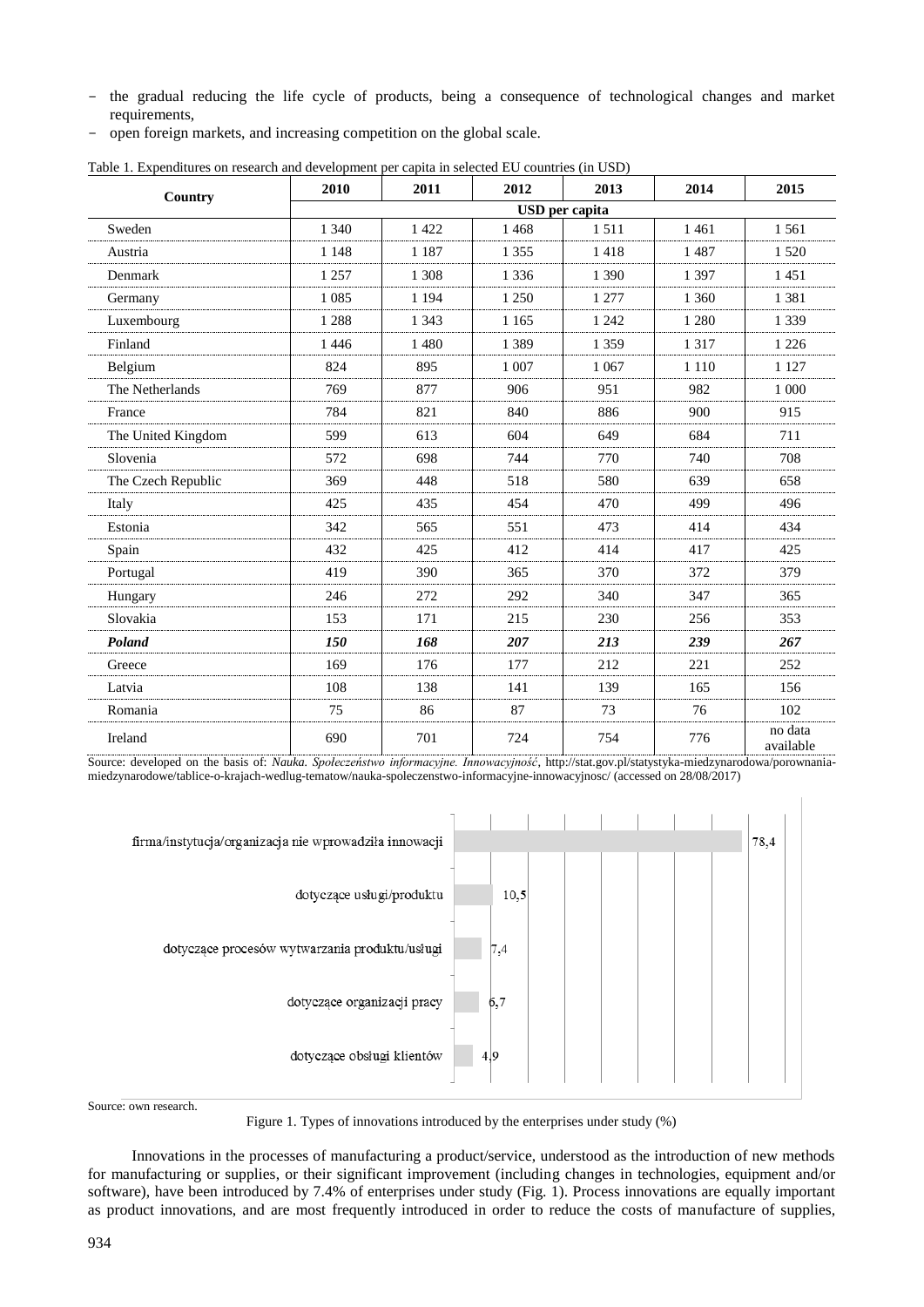- the gradual reducing the life cycle of products, being a consequence of technological changes and market requirements,
- open foreign markets, and increasing competition on the global scale.

Table 1. Expenditures on research and development per capita in selected EU countries (in USD)

| Country | 2010 | 2011 | 2012 | 2013 | 2014 | 2015 |
|---|---|---|---|---|---|---|
| | USD per capita | | | | | |
| Sweden | 1 340 | 1 422 | 1 468 | 1 511 | 1 461 | 1 561 |
| Austria | 1 148 | 1 187 | 1 355 | 1 418 | 1 487 | 1 520 |
| Denmark | 1 257 | 1 308 | 1 336 | 1 390 | 1 397 | 1 451 |
| Germany | 1 085 | 1 194 | 1 250 | 1 277 | 1 360 | 1 381 |
| Luxembourg | 1 288 | 1 343 | 1 165 | 1 242 | 1 280 | 1 339 |
| Finland | 1 446 | 1 480 | 1 389 | 1 359 | 1 317 | 1 226 |
| Belgium | 824 | 895 | 1 007 | 1 067 | 1 110 | 1 127 |
| The Netherlands | 769 | 877 | 906 | 951 | 982 | 1 000 |
| France | 784 | 821 | 840 | 886 | 900 | 915 |
| The United Kingdom | 599 | 613 | 604 | 649 | 684 | 711 |
| Slovenia | 572 | 698 | 744 | 770 | 740 | 708 |
| The Czech Republic | 369 | 448 | 518 | 580 | 639 | 658 |
| Italy | 425 | 435 | 454 | 470 | 499 | 496 |
| Estonia | 342 | 565 | 551 | 473 | 414 | 434 |
| Spain | 432 | 425 | 412 | 414 | 417 | 425 |
| Portugal | 419 | 390 | 365 | 370 | 372 | 379 |
| Hungary | 246 | 272 | 292 | 340 | 347 | 365 |
| Slovakia | 153 | 171 | 215 | 230 | 256 | 353 |
| ***Poland*** | ***150*** | ***168*** | ***207*** | ***213*** | ***239*** | ***267*** |
| Greece | 169 | 176 | 177 | 212 | 221 | 252 |
| Latvia | 108 | 138 | 141 | 139 | 165 | 156 |
| Romania | 75 | 86 | 87 | 73 | 76 | 102 |
| Ireland | 690 | 701 | 724 | 754 | 776 | no data available |

Source: developed on the basis of: *Nauka. Społeczeństwo informacyjne. Innowacyjność*, http://stat.gov.pl/statystyka-miedzynarodowa/porownania-miedzynarodowe/tablice-o-krajach-wedlug-tematow/nauka-spoleczenstwo-informacyjne-innowacyjnosc/ (accessed on 28/08/2017)

Source: own research.

Figure 1. Types of innovations introduced by the enterprises under study (%)

Innovations in the processes of manufacturing a product/service, understood as the introduction of new methods for manufacturing or supplies, or their significant improvement (including changes in technologies, equipment and/or software), have been introduced by 7.4% of enterprises under study (Fig. 1). Process innovations are equally important as product innovations, and are most frequently introduced in order to reduce the costs of manufacture of supplies,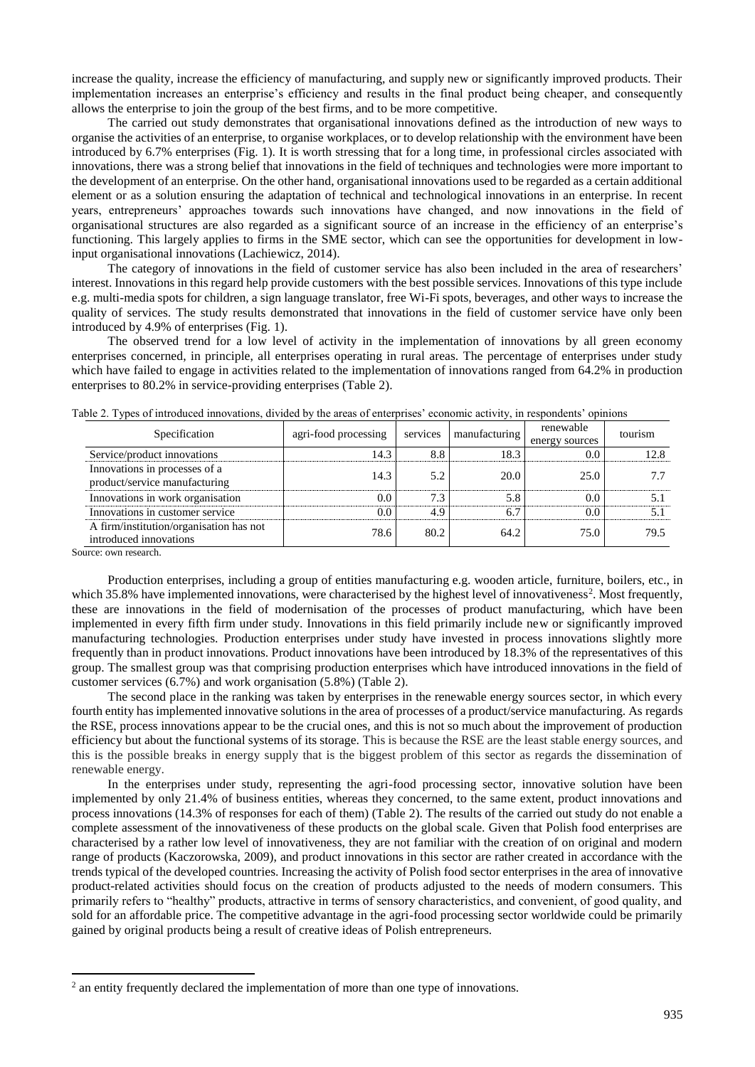increase the quality, increase the efficiency of manufacturing, and supply new or significantly improved products. Their implementation increases an enterprise's efficiency and results in the final product being cheaper, and consequently allows the enterprise to join the group of the best firms, and to be more competitive.

The carried out study demonstrates that organisational innovations defined as the introduction of new ways to organise the activities of an enterprise, to organise workplaces, or to develop relationship with the environment have been introduced by 6.7% enterprises (Fig. 1). It is worth stressing that for a long time, in professional circles associated with innovations, there was a strong belief that innovations in the field of techniques and technologies were more important to the development of an enterprise. On the other hand, organisational innovations used to be regarded as a certain additional element or as a solution ensuring the adaptation of technical and technological innovations in an enterprise. In recent years, entrepreneurs' approaches towards such innovations have changed, and now innovations in the field of organisational structures are also regarded as a significant source of an increase in the efficiency of an enterprise's functioning. This largely applies to firms in the SME sector, which can see the opportunities for development in low-input organisational innovations (Lachiewicz, 2014).

The category of innovations in the field of customer service has also been included in the area of researchers' interest. Innovations in this regard help provide customers with the best possible services. Innovations of this type include e.g. multi-media spots for children, a sign language translator, free Wi-Fi spots, beverages, and other ways to increase the quality of services. The study results demonstrated that innovations in the field of customer service have only been introduced by 4.9% of enterprises (Fig. 1).

The observed trend for a low level of activity in the implementation of innovations by all green economy enterprises concerned, in principle, all enterprises operating in rural areas. The percentage of enterprises under study which have failed to engage in activities related to the implementation of innovations ranged from 64.2% in production enterprises to 80.2% in service-providing enterprises (Table 2).

Table 2. Types of introduced innovations, divided by the areas of enterprises' economic activity, in respondents' opinions

| Specification | agri-food processing | services | manufacturing | renewable energy sources | tourism |
|---|---|---|---|---|---|
| Service/product innovations | 14.3 | 8.8 | 18.3 | 0.0 | 12.8 |
| Innovations in processes of a product/service manufacturing | 14.3 | 5.2 | 20.0 | 25.0 | 7.7 |
| Innovations in work organisation | 0.0 | 7.3 | 5.8 | 0.0 | 5.1 |
| Innovations in customer service | 0.0 | 4.9 | 6.7 | 0.0 | 5.1 |
| A firm/institution/organisation has not introduced innovations | 78.6 | 80.2 | 64.2 | 75.0 | 79.5 |

Source: own research.

Production enterprises, including a group of entities manufacturing e.g. wooden article, furniture, boilers, etc., in which 35.8% have implemented innovations, were characterised by the highest level of innovativeness[2]. Most frequently, these are innovations in the field of modernisation of the processes of product manufacturing, which have been implemented in every fifth firm under study. Innovations in this field primarily include new or significantly improved manufacturing technologies. Production enterprises under study have invested in process innovations slightly more frequently than in product innovations. Product innovations have been introduced by 18.3% of the representatives of this group. The smallest group was that comprising production enterprises which have introduced innovations in the field of customer services (6.7%) and work organisation (5.8%) (Table 2).

The second place in the ranking was taken by enterprises in the renewable energy sources sector, in which every fourth entity has implemented innovative solutions in the area of processes of a product/service manufacturing. As regards the RSE, process innovations appear to be the crucial ones, and this is not so much about the improvement of production efficiency but about the functional systems of its storage. This is because the RSE are the least stable energy sources, and this is the possible breaks in energy supply that is the biggest problem of this sector as regards the dissemination of renewable energy.

In the enterprises under study, representing the agri-food processing sector, innovative solution have been implemented by only 21.4% of business entities, whereas they concerned, to the same extent, product innovations and process innovations (14.3% of responses for each of them) (Table 2). The results of the carried out study do not enable a complete assessment of the innovativeness of these products on the global scale. Given that Polish food enterprises are characterised by a rather low level of innovativeness, they are not familiar with the creation of on original and modern range of products (Kaczorowska, 2009), and product innovations in this sector are rather created in accordance with the trends typical of the developed countries. Increasing the activity of Polish food sector enterprises in the area of innovative product-related activities should focus on the creation of products adjusted to the needs of modern consumers. This primarily refers to "healthy" products, attractive in terms of sensory characteristics, and convenient, of good quality, and sold for an affordable price. The competitive advantage in the agri-food processing sector worldwide could be primarily gained by original products being a result of creative ideas of Polish entrepreneurs.

[2] an entity frequently declared the implementation of more than one type of innovations.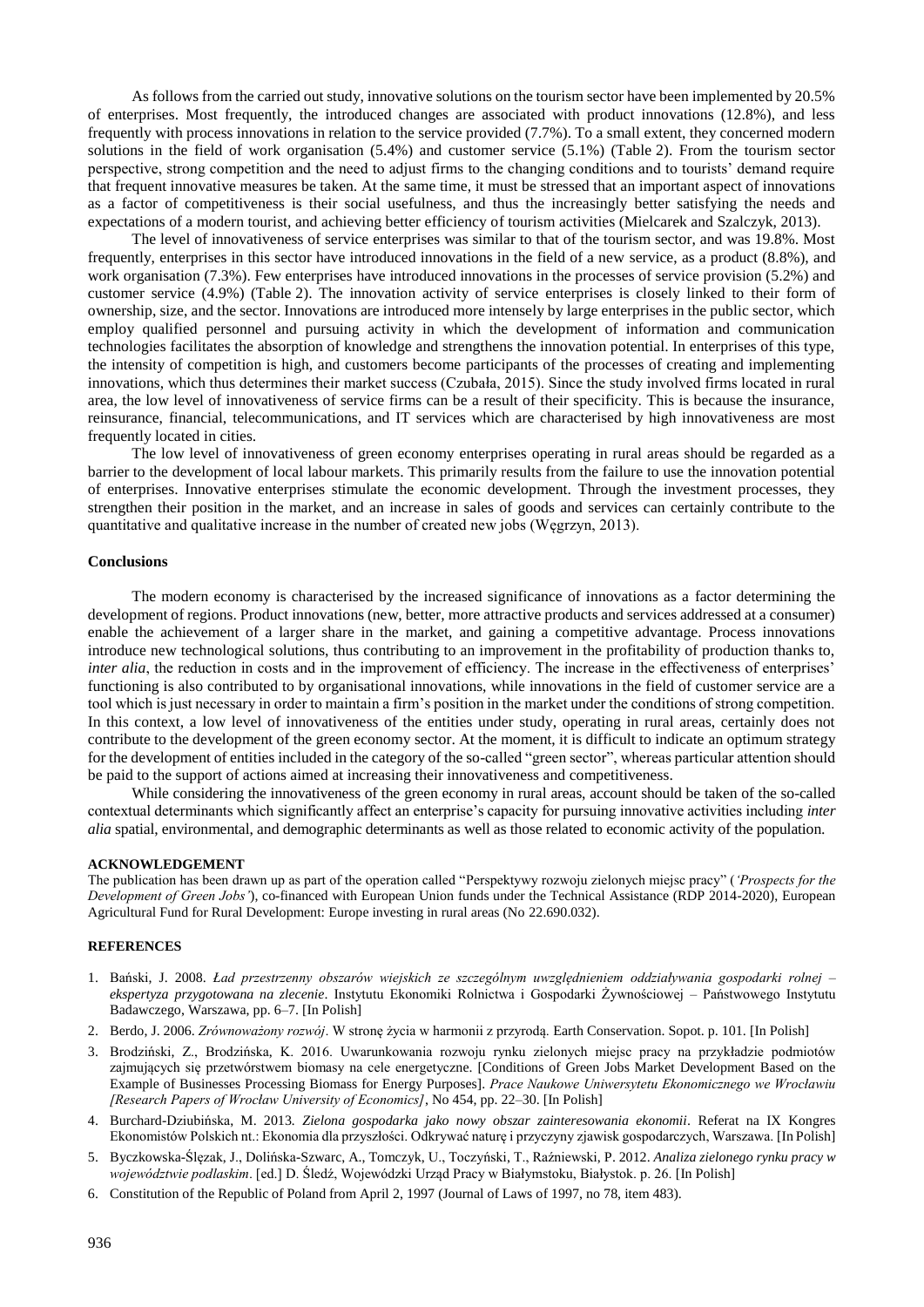As follows from the carried out study, innovative solutions on the tourism sector have been implemented by 20.5% of enterprises. Most frequently, the introduced changes are associated with product innovations (12.8%), and less frequently with process innovations in relation to the service provided (7.7%). To a small extent, they concerned modern solutions in the field of work organisation (5.4%) and customer service (5.1%) (Table 2). From the tourism sector perspective, strong competition and the need to adjust firms to the changing conditions and to tourists' demand require that frequent innovative measures be taken. At the same time, it must be stressed that an important aspect of innovations as a factor of competitiveness is their social usefulness, and thus the increasingly better satisfying the needs and expectations of a modern tourist, and achieving better efficiency of tourism activities (Mielcarek and Szalczyk, 2013).

The level of innovativeness of service enterprises was similar to that of the tourism sector, and was 19.8%. Most frequently, enterprises in this sector have introduced innovations in the field of a new service, as a product (8.8%), and work organisation (7.3%). Few enterprises have introduced innovations in the processes of service provision (5.2%) and customer service (4.9%) (Table 2). The innovation activity of service enterprises is closely linked to their form of ownership, size, and the sector. Innovations are introduced more intensely by large enterprises in the public sector, which employ qualified personnel and pursuing activity in which the development of information and communication technologies facilitates the absorption of knowledge and strengthens the innovation potential. In enterprises of this type, the intensity of competition is high, and customers become participants of the processes of creating and implementing innovations, which thus determines their market success (Czubała, 2015). Since the study involved firms located in rural area, the low level of innovativeness of service firms can be a result of their specificity. This is because the insurance, reinsurance, financial, telecommunications, and IT services which are characterised by high innovativeness are most frequently located in cities.

The low level of innovativeness of green economy enterprises operating in rural areas should be regarded as a barrier to the development of local labour markets. This primarily results from the failure to use the innovation potential of enterprises. Innovative enterprises stimulate the economic development. Through the investment processes, they strengthen their position in the market, and an increase in sales of goods and services can certainly contribute to the quantitative and qualitative increase in the number of created new jobs (Węgrzyn, 2013).

## Conclusions

The modern economy is characterised by the increased significance of innovations as a factor determining the development of regions. Product innovations (new, better, more attractive products and services addressed at a consumer) enable the achievement of a larger share in the market, and gaining a competitive advantage. Process innovations introduce new technological solutions, thus contributing to an improvement in the profitability of production thanks to, *inter alia*, the reduction in costs and in the improvement of efficiency. The increase in the effectiveness of enterprises' functioning is also contributed to by organisational innovations, while innovations in the field of customer service are a tool which is just necessary in order to maintain a firm's position in the market under the conditions of strong competition. In this context, a low level of innovativeness of the entities under study, operating in rural areas, certainly does not contribute to the development of the green economy sector. At the moment, it is difficult to indicate an optimum strategy for the development of entities included in the category of the so-called "green sector", whereas particular attention should be paid to the support of actions aimed at increasing their innovativeness and competitiveness.

While considering the innovativeness of the green economy in rural areas, account should be taken of the so-called contextual determinants which significantly affect an enterprise's capacity for pursuing innovative activities including *inter alia* spatial, environmental, and demographic determinants as well as those related to economic activity of the population.

### ACKNOWLEDGEMENT

The publication has been drawn up as part of the operation called "Perspektywy rozwoju zielonych miejsc pracy" (*'Prospects for the Development of Green Jobs'*), co-financed with European Union funds under the Technical Assistance (RDP 2014-2020), European Agricultural Fund for Rural Development: Europe investing in rural areas (No 22.690.032).

### REFERENCES

1. Bański, J. 2008. *Ład przestrzenny obszarów wiejskich ze szczególnym uwzględnieniem oddziaływania gospodarki rolnej – ekspertyza przygotowana na zlecenie*. Instytutu Ekonomiki Rolnictwa i Gospodarki Żywnościowej – Państwowego Instytutu Badawczego, Warszawa, pp. 6–7. [In Polish]
2. Berdo, J. 2006. *Zrównoważony rozwój*. W stronę życia w harmonii z przyrodą. Earth Conservation. Sopot. p. 101. [In Polish]
3. Brodziński, Z., Brodzińska, K. 2016. Uwarunkowania rozwoju rynku zielonych miejsc pracy na przykładzie podmiotów zajmujących się przetwórstwem biomasy na cele energetyczne. [Conditions of Green Jobs Market Development Based on the Example of Businesses Processing Biomass for Energy Purposes]. *Prace Naukowe Uniwersytetu Ekonomicznego we Wrocławiu [Research Papers of Wrocław University of Economics]*, No 454, pp. 22–30. [In Polish]
4. Burchard-Dziubińska, M. 2013. *Zielona gospodarka jako nowy obszar zainteresowania ekonomii*. Referat na IX Kongres Ekonomistów Polskich nt.: Ekonomia dla przyszłości. Odkrywać naturę i przyczyny zjawisk gospodarczych, Warszawa. [In Polish]
5. Byczkowska-Ślęzak, J., Dolińska-Szwarc, A., Tomczyk, U., Toczyński, T., Raźniewski, P. 2012. *Analiza zielonego rynku pracy w województwie podlaskim*. [ed.] D. Śledź, Wojewódzki Urząd Pracy w Białymstoku, Białystok. p. 26. [In Polish]
6. Constitution of the Republic of Poland from April 2, 1997 (Journal of Laws of 1997, no 78, item 483).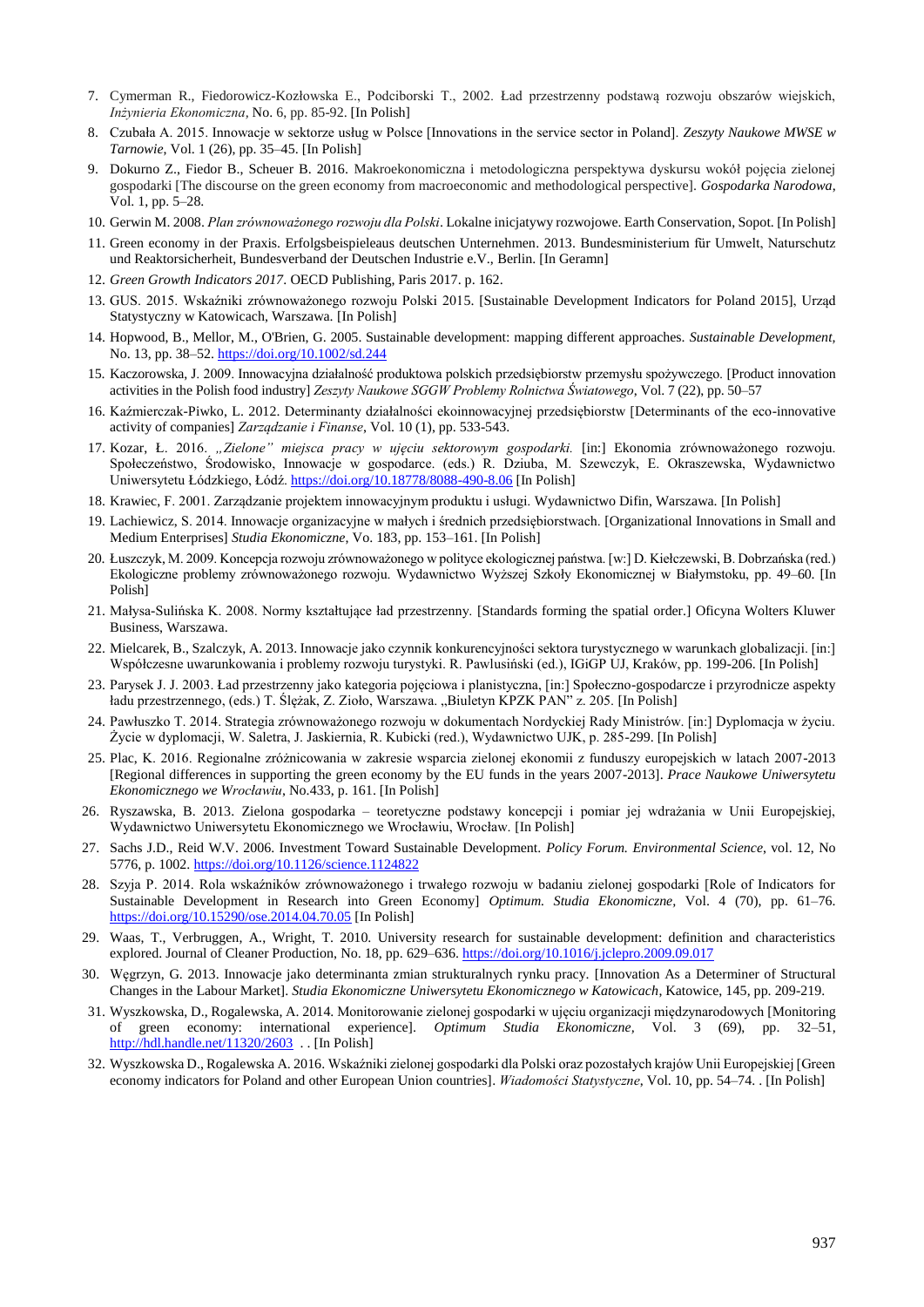7. Cymerman R., Fiedorowicz-Kozłowska E., Podciborski T., 2002. Ład przestrzenny podstawą rozwoju obszarów wiejskich, *Inżynieria Ekonomiczna*, No. 6, pp. 85-92. [In Polish]
8. Czubała A. 2015. Innowacje w sektorze usług w Polsce [Innovations in the service sector in Poland]. *Zeszyty Naukowe MWSE w Tarnowie*, Vol. 1 (26), pp. 35–45. [In Polish]
9. Dokurno Z., Fiedor B., Scheuer B. 2016. Makroekonomiczna i metodologiczna perspektywa dyskursu wokół pojęcia zielonej gospodarki [The discourse on the green economy from macroeconomic and methodological perspective]. *Gospodarka Narodowa*, Vol. 1, pp. 5–28.
10. Gerwin M. 2008. *Plan zrównoważonego rozwoju dla Polski*. Lokalne inicjatywy rozwojowe. Earth Conservation, Sopot. [In Polish]
11. Green economy in der Praxis. Erfolgsbeispieleaus deutschen Unternehmen. 2013. Bundesministerium für Umwelt, Naturschutz und Reaktorsicherheit, Bundesverband der Deutschen Industrie e.V., Berlin. [In Geramn]
12. *Green Growth Indicators 2017*. OECD Publishing, Paris 2017. p. 162.
13. GUS. 2015. Wskaźniki zrównoważonego rozwoju Polski 2015. [Sustainable Development Indicators for Poland 2015], Urząd Statystyczny w Katowicach, Warszawa. [In Polish]
14. Hopwood, B., Mellor, M., O'Brien, G. 2005. Sustainable development: mapping different approaches. *Sustainable Development*, No. 13, pp. 38–52. https://doi.org/10.1002/sd.244
15. Kaczorowska, J. 2009. Innowacyjna działalność produktowa polskich przedsiębiorstw przemysłu spożywczego. [Product innovation activities in the Polish food industry] *Zeszyty Naukowe SGGW Problemy Rolnictwa Światowego*, Vol. 7 (22), pp. 50–57
16. Kaźmierczak-Piwko, L. 2012. Determinanty działalności ekoinnowacyjnej przedsiębiorstw [Determinants of the eco-innovative activity of companies] *Zarządzanie i Finanse*, Vol. 10 (1), pp. 533-543.
17. Kozar, Ł. 2016. *„Zielone" miejsca pracy w ujęciu sektorowym gospodarki.* [in:] Ekonomia zrównoważonego rozwoju. Społeczeństwo, Środowisko, Innowacje w gospodarce. (eds.) R. Dziuba, M. Szewczyk, E. Okraszewska, Wydawnictwo Uniwersytetu Łódzkiego, Łódź. https://doi.org/10.18778/8088-490-8.06 [In Polish]
18. Krawiec, F. 2001. Zarządzanie projektem innowacyjnym produktu i usługi. Wydawnictwo Difin, Warszawa. [In Polish]
19. Lachiewicz, S. 2014. Innowacje organizacyjne w małych i średnich przedsiębiorstwach. [Organizational Innovations in Small and Medium Enterprises] *Studia Ekonomiczne*, Vo. 183, pp. 153–161. [In Polish]
20. Łuszczyk, M. 2009. Koncepcja rozwoju zrównoważonego w polityce ekologicznej państwa. [w:] D. Kiełczewski, B. Dobrzańska (red.) Ekologiczne problemy zrównoważonego rozwoju. Wydawnictwo Wyższej Szkoły Ekonomicznej w Białymstoku, pp. 49–60. [In Polish]
21. Małysa-Sulińska K. 2008. Normy kształtujące ład przestrzenny. [Standards forming the spatial order.] Oficyna Wolters Kluwer Business, Warszawa.
22. Mielcarek, B., Szalczyk, A. 2013. Innowacje jako czynnik konkurencyjności sektora turystycznego w warunkach globalizacji. [in:] Współczesne uwarunkowania i problemy rozwoju turystyki. R. Pawlusiński (ed.), IGiGP UJ, Kraków, pp. 199-206. [In Polish]
23. Parysek J. J. 2003. Ład przestrzenny jako kategoria pojęciowa i planistyczna, [in:] Społeczno-gospodarcze i przyrodnicze aspekty ładu przestrzennego, (eds.) T. Ślężak, Z. Zioło, Warszawa. „Biuletyn KPZK PAN" z. 205. [In Polish]
24. Pawłuszko T. 2014. Strategia zrównoważonego rozwoju w dokumentach Nordyckiej Rady Ministrów. [in:] Dyplomacja w życiu. Życie w dyplomacji, W. Saletra, J. Jaskiernia, R. Kubicki (red.), Wydawnictwo UJK, p. 285-299. [In Polish]
25. Plac, K. 2016. Regionalne zróżnicowania w zakresie wsparcia zielonej ekonomii z funduszy europejskich w latach 2007-2013 [Regional differences in supporting the green economy by the EU funds in the years 2007-2013]. *Prace Naukowe Uniwersytetu Ekonomicznego we Wrocławiu*, No.433, p. 161. [In Polish]
26. Ryszawska, B. 2013. Zielona gospodarka – teoretyczne podstawy koncepcji i pomiar jej wdrażania w Unii Europejskiej, Wydawnictwo Uniwersytetu Ekonomicznego we Wrocławiu, Wrocław. [In Polish]
27. Sachs J.D., Reid W.V. 2006. Investment Toward Sustainable Development. *Policy Forum. Environmental Science*, vol. 12, No 5776, p. 1002. https://doi.org/10.1126/science.1124822
28. Szyja P. 2014. Rola wskaźników zrównoważonego i trwałego rozwoju w badaniu zielonej gospodarki [Role of Indicators for Sustainable Development in Research into Green Economy] *Optimum. Studia Ekonomiczne*, Vol. 4 (70), pp. 61–76. https://doi.org/10.15290/ose.2014.04.70.05 [In Polish]
29. Waas, T., Verbruggen, A., Wright, T. 2010. University research for sustainable development: definition and characteristics explored. Journal of Cleaner Production, No. 18, pp. 629–636. https://doi.org/10.1016/j.jclepro.2009.09.017
30. Węgrzyn, G. 2013. Innowacje jako determinanta zmian strukturalnych rynku pracy. [Innovation As a Determiner of Structural Changes in the Labour Market]. *Studia Ekonomiczne Uniwersytetu Ekonomicznego w Katowicach*, Katowice, 145, pp. 209-219.
31. Wyszkowska, D., Rogalewska, A. 2014. Monitorowanie zielonej gospodarki w ujęciu organizacji międzynarodowych [Monitoring of green economy: international experience]. *Optimum Studia Ekonomiczne*, Vol. 3 (69), pp. 32–51, http://hdl.handle.net/11320/2603 . . [In Polish]
32. Wyszkowska D., Rogalewska A. 2016. Wskaźniki zielonej gospodarki dla Polski oraz pozostałych krajów Unii Europejskiej [Green economy indicators for Poland and other European Union countries]. *Wiadomości Statystyczne*, Vol. 10, pp. 54–74. . [In Polish]